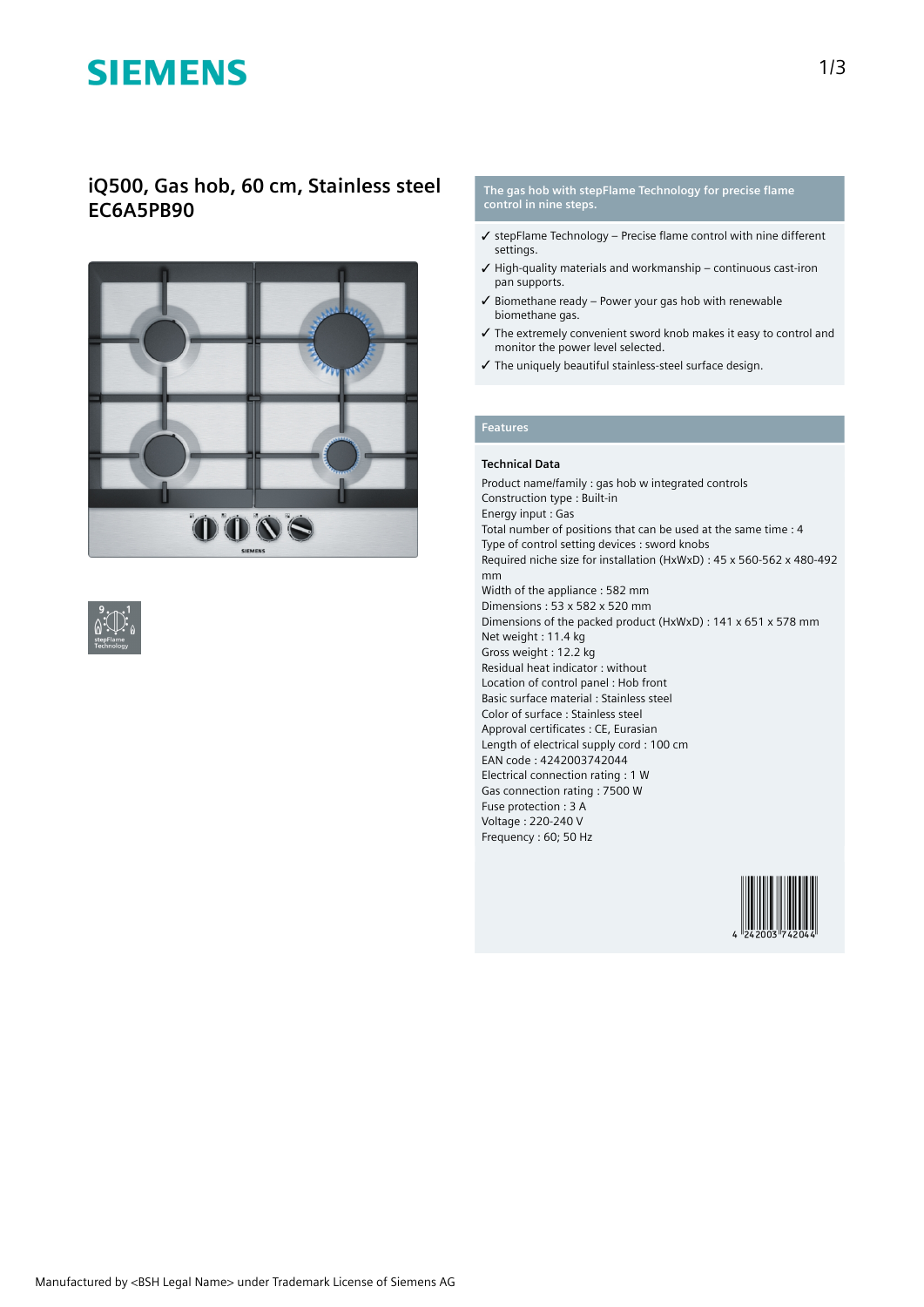# SIEMENS

## iQ500, Gas hob, 60 cm, Stainless steel EC6A5PB90

### The gas hob with stepFlame Technology for precise flame control in nine steps.

- ✓ stepFlame Technology – Precise flame control with nine different settings.
- ✓ High-quality materials and workmanship – continuous cast-iron pan supports.
- ✓ Biomethane ready – Power your gas hob with renewable biomethane gas.
- ✓ The extremely convenient sword knob makes it easy to control and monitor the power level selected.
- ✓ The uniquely beautiful stainless-steel surface design.

### Features

**Technical Data**

Product name/family : gas hob w integrated controls
Construction type : Built-in
Energy input : Gas
Total number of positions that can be used at the same time : 4
Type of control setting devices : sword knobs
Required niche size for installation (HxWxD) : 45 x 560-562 x 480-492 mm
Width of the appliance : 582 mm
Dimensions : 53 x 582 x 520 mm
Dimensions of the packed product (HxWxD) : 141 x 651 x 578 mm
Net weight : 11.4 kg
Gross weight : 12.2 kg
Residual heat indicator : without
Location of control panel : Hob front
Basic surface material : Stainless steel
Color of surface : Stainless steel
Approval certificates : CE, Eurasian
Length of electrical supply cord : 100 cm
EAN code : 4242003742044
Electrical connection rating : 1 W
Gas connection rating : 7500 W
Fuse protection : 3 A
Voltage : 220-240 V
Frequency : 60; 50 Hz

4 242003 742044

Manufactured by <BSH Legal Name> under Trademark License of Siemens AG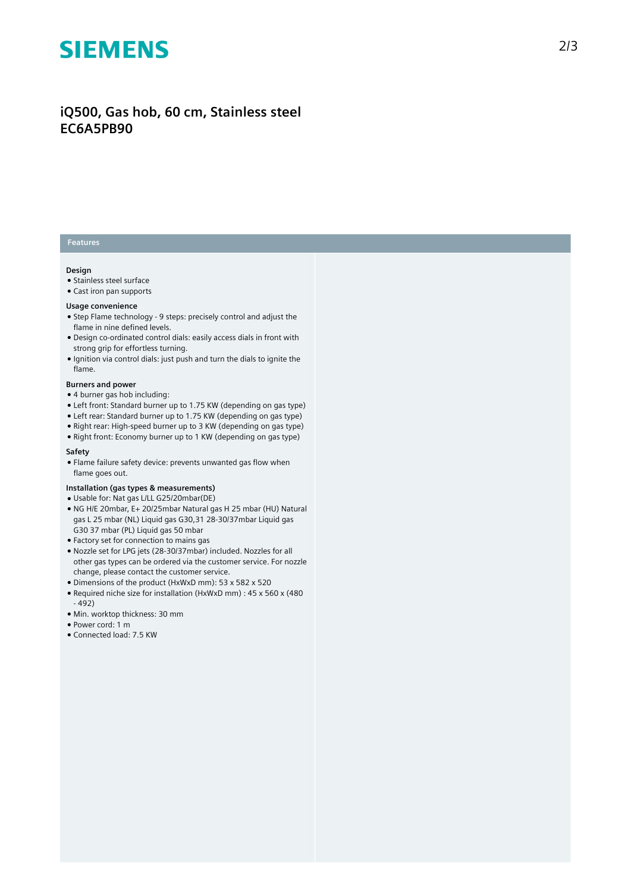# SIEMENS

## iQ500, Gas hob, 60 cm, Stainless steel
## EC6A5PB90

### Features

**Design**

- Stainless steel surface
- Cast iron pan supports

**Usage convenience**

- Step Flame technology - 9 steps: precisely control and adjust the flame in nine defined levels.
- Design co-ordinated control dials: easily access dials in front with strong grip for effortless turning.
- Ignition via control dials: just push and turn the dials to ignite the flame.

**Burners and power**

- 4 burner gas hob including:
- Left front: Standard burner up to 1.75 KW (depending on gas type)
- Left rear: Standard burner up to 1.75 KW (depending on gas type)
- Right rear: High-speed burner up to 3 KW (depending on gas type)
- Right front: Economy burner up to 1 KW (depending on gas type)

**Safety**

- Flame failure safety device: prevents unwanted gas flow when flame goes out.

**Installation (gas types & measurements)**

- Usable for: Nat gas L/LL G25/20mbar(DE)
- NG H/E 20mbar, E+ 20/25mbar Natural gas H 25 mbar (HU) Natural gas L 25 mbar (NL) Liquid gas G30,31 28-30/37mbar Liquid gas G30 37 mbar (PL) Liquid gas 50 mbar
- Factory set for connection to mains gas
- Nozzle set for LPG jets (28-30/37mbar) included. Nozzles for all other gas types can be ordered via the customer service. For nozzle change, please contact the customer service.
- Dimensions of the product (HxWxD mm): 53 x 582 x 520
- Required niche size for installation (HxWxD mm) : 45 x 560 x (480 - 492)
- Min. worktop thickness: 30 mm
- Power cord: 1 m
- Connected load: 7.5 KW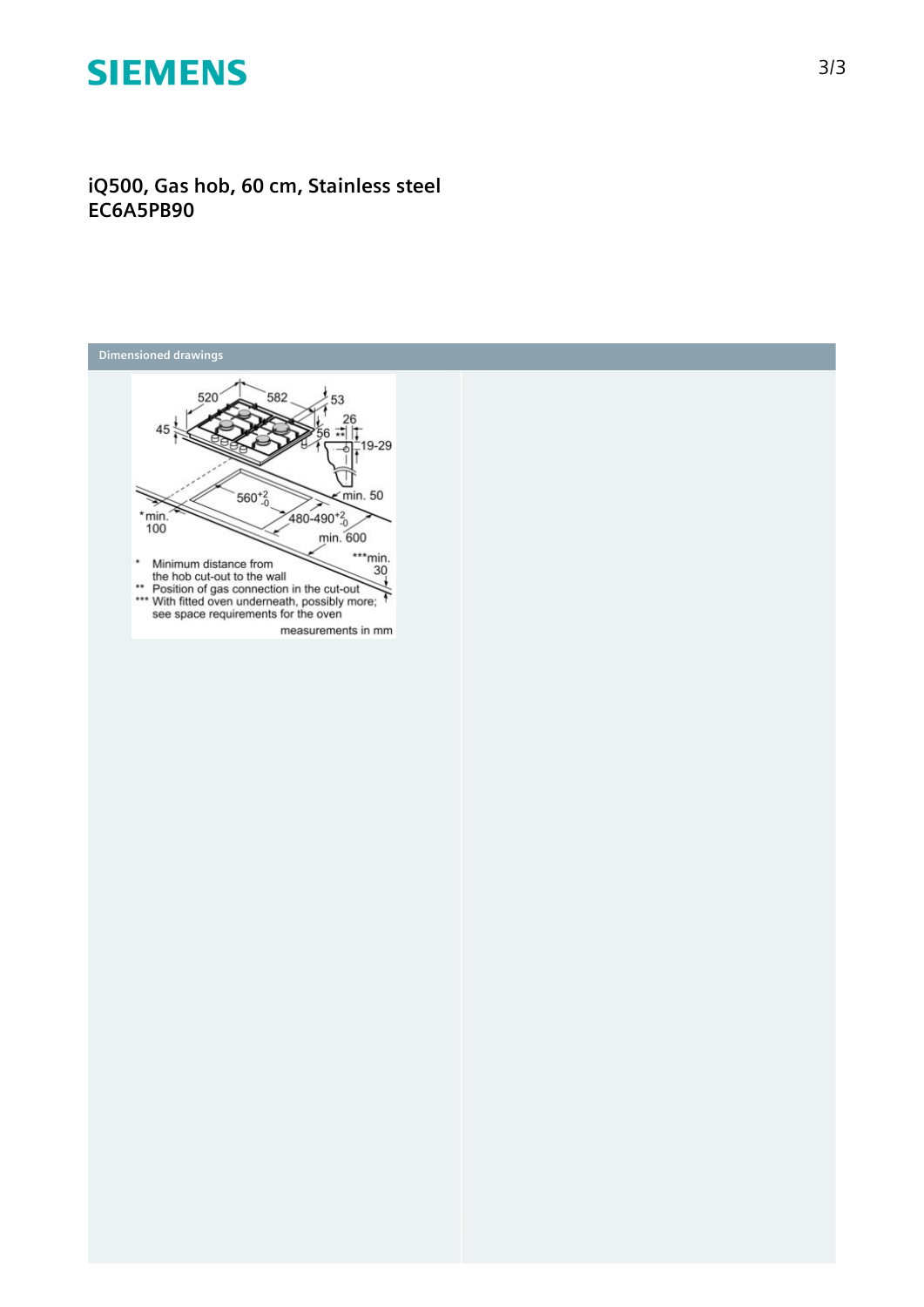**iQ500, Gas hob, 60 cm, Stainless steel**
**EC6A5PB90**

## Dimensioned drawings

520
582
53
45
56
26
**
19-29
$560^{+2}_{-0}$
min. 50
*min.
100
$480\text{-}490^{+2}_{-0}$
min. 600
***min.
30

\* Minimum distance from the hob cut-out to the wall
** Position of gas connection in the cut-out
*** With fitted oven underneath, possibly more; see space requirements for the oven

measurements in mm